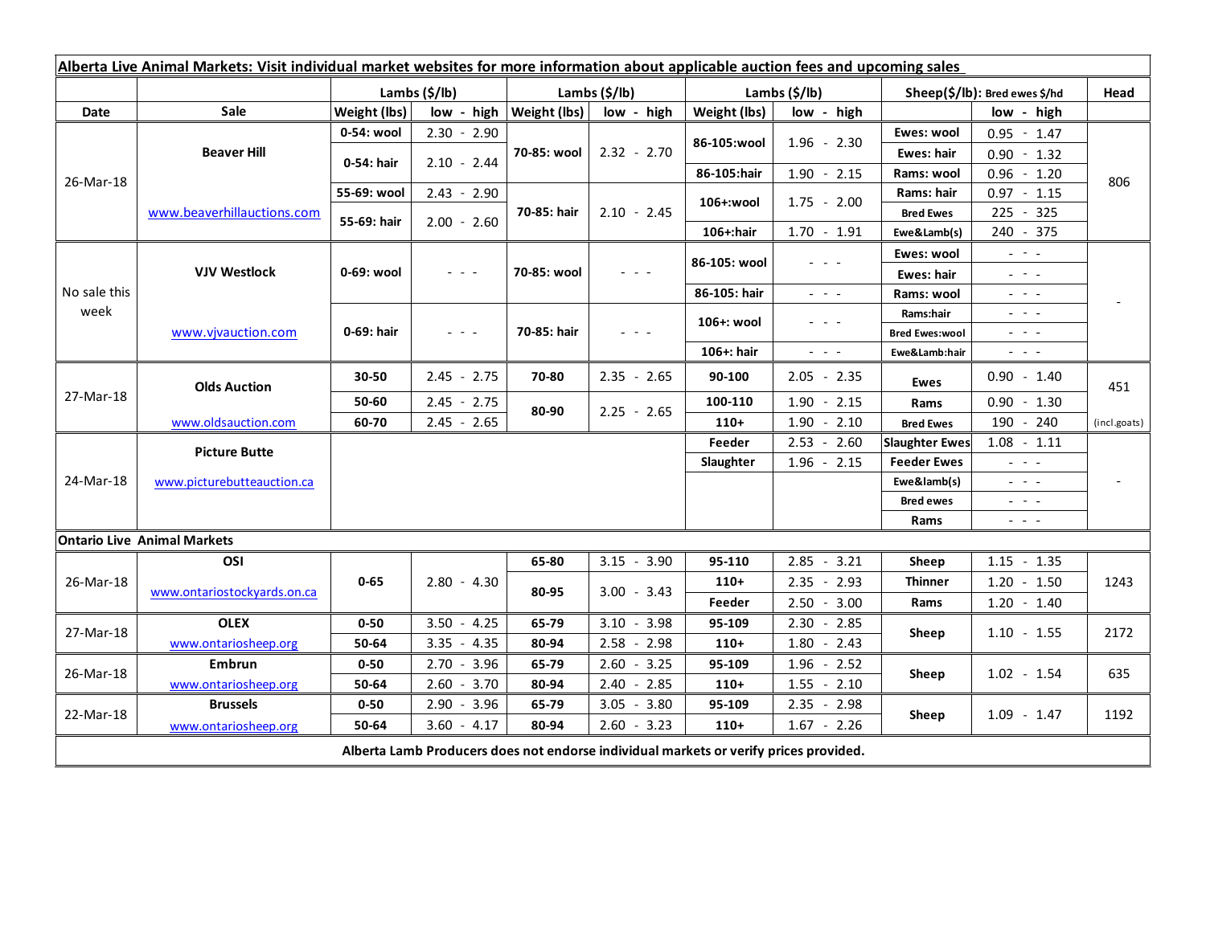**Alberta Live Animal Markets: Visit individual market websites for more information about applicable auction fees and upcoming sales**

| Date | Sale | Lambs ($/lb) | | Lambs ($/lb) | | Lambs ($/lb) | | Sheep($/lb): Bred ewes $/hd | | Head |
|---|---|---|---|---|---|---|---|---|---|---|
| | | Weight (lbs) | low - high | Weight (lbs) | low - high | Weight (lbs) | low - high | | low - high | |
| 26-Mar-18 | Beaver Hill | 0-54: wool | 2.30 - 2.90 | 70-85: wool | 2.32 - 2.70 | 86-105:wool | 1.96 - 2.30 | Ewes: wool | 0.95 - 1.47 | 806 |
| | | 0-54: hair | 2.10 - 2.44 | | | | | Ewes: hair | 0.90 - 1.32 | |
| | | | | | | 86-105:hair | 1.90 - 2.15 | Rams: wool | 0.96 - 1.20 | |
| | | 55-69: wool | 2.43 - 2.90 | 70-85: hair | 2.10 - 2.45 | 106+:wool | 1.75 - 2.00 | Rams: hair | 0.97 - 1.15 | |
| | www.beaverhillauctions.com | 55-69: hair | 2.00 - 2.60 | | | | | Bred Ewes | 225 - 325 | |
| | | | | | | 106+:hair | 1.70 - 1.91 | Ewe&Lamb(s) | 240 - 375 | |
| No sale this week | VJV Westlock | 0-69: wool | - - - | 70-85: wool | - - - | 86-105: wool | - - - | Ewes: wool | - - - | - |
| | | | | | | | | Ewes: hair | - - - | |
| | | | | | | 86-105: hair | - - - | Rams: wool | - - - | |
| | www.vjvauction.com | 0-69: hair | - - - | 70-85: hair | - - - | 106+: wool | - - - | Rams:hair | - - - | |
| | | | | | | | | Bred Ewes:wool | - - - | |
| | | | | | | 106+: hair | - - - | Ewe&Lamb:hair | - - - | |
| 27-Mar-18 | Olds Auction | 30-50 | 2.45 - 2.75 | 70-80 | 2.35 - 2.65 | 90-100 | 2.05 - 2.35 | Ewes | 0.90 - 1.40 | 451 |
| | | 50-60 | 2.45 - 2.75 | 80-90 | 2.25 - 2.65 | 100-110 | 1.90 - 2.15 | Rams | 0.90 - 1.30 | |
| | www.oldsauction.com | 60-70 | 2.45 - 2.65 | | | 110+ | 1.90 - 2.10 | Bred Ewes | 190 - 240 | (incl.goats) |
| 24-Mar-18 | Picture Butte | | | | | Feeder | 2.53 - 2.60 | Slaughter Ewes | 1.08 - 1.11 | - |
| | www.picturebutteauction.ca | | | | | Slaughter | 1.96 - 2.15 | Feeder Ewes | - - - | |
| | | | | | | | | Ewe&lamb(s) | - - - | |
| | | | | | | | | Bred ewes | - - - | |
| | | | | | | | | Rams | - - - | |
| **Ontario Live Animal Markets** | | | | | | | | | | |
| 26-Mar-18 | OSI | 0-65 | 2.80 - 4.30 | 65-80 | 3.15 - 3.90 | 95-110 | 2.85 - 3.21 | Sheep | 1.15 - 1.35 | 1243 |
| | www.ontariostockyards.on.ca | | | 80-95 | 3.00 - 3.43 | 110+ | 2.35 - 2.93 | Thinner | 1.20 - 1.50 | |
| | | | | | | Feeder | 2.50 - 3.00 | Rams | 1.20 - 1.40 | |
| 27-Mar-18 | OLEX | 0-50 | 3.50 - 4.25 | 65-79 | 3.10 - 3.98 | 95-109 | 2.30 - 2.85 | Sheep | 1.10 - 1.55 | 2172 |
| | www.ontariosheep.org | 50-64 | 3.35 - 4.35 | 80-94 | 2.58 - 2.98 | 110+ | 1.80 - 2.43 | | | |
| 26-Mar-18 | Embrun | 0-50 | 2.70 - 3.96 | 65-79 | 2.60 - 3.25 | 95-109 | 1.96 - 2.52 | Sheep | 1.02 - 1.54 | 635 |
| | www.ontariosheep.org | 50-64 | 2.60 - 3.70 | 80-94 | 2.40 - 2.85 | 110+ | 1.55 - 2.10 | | | |
| 22-Mar-18 | Brussels | 0-50 | 2.90 - 3.96 | 65-79 | 3.05 - 3.80 | 95-109 | 2.35 - 2.98 | Sheep | 1.09 - 1.47 | 1192 |
| | www.ontariosheep.org | 50-64 | 3.60 - 4.17 | 80-94 | 2.60 - 3.23 | 110+ | 1.67 - 2.26 | | | |

**Alberta Lamb Producers does not endorse individual markets or verify prices provided.**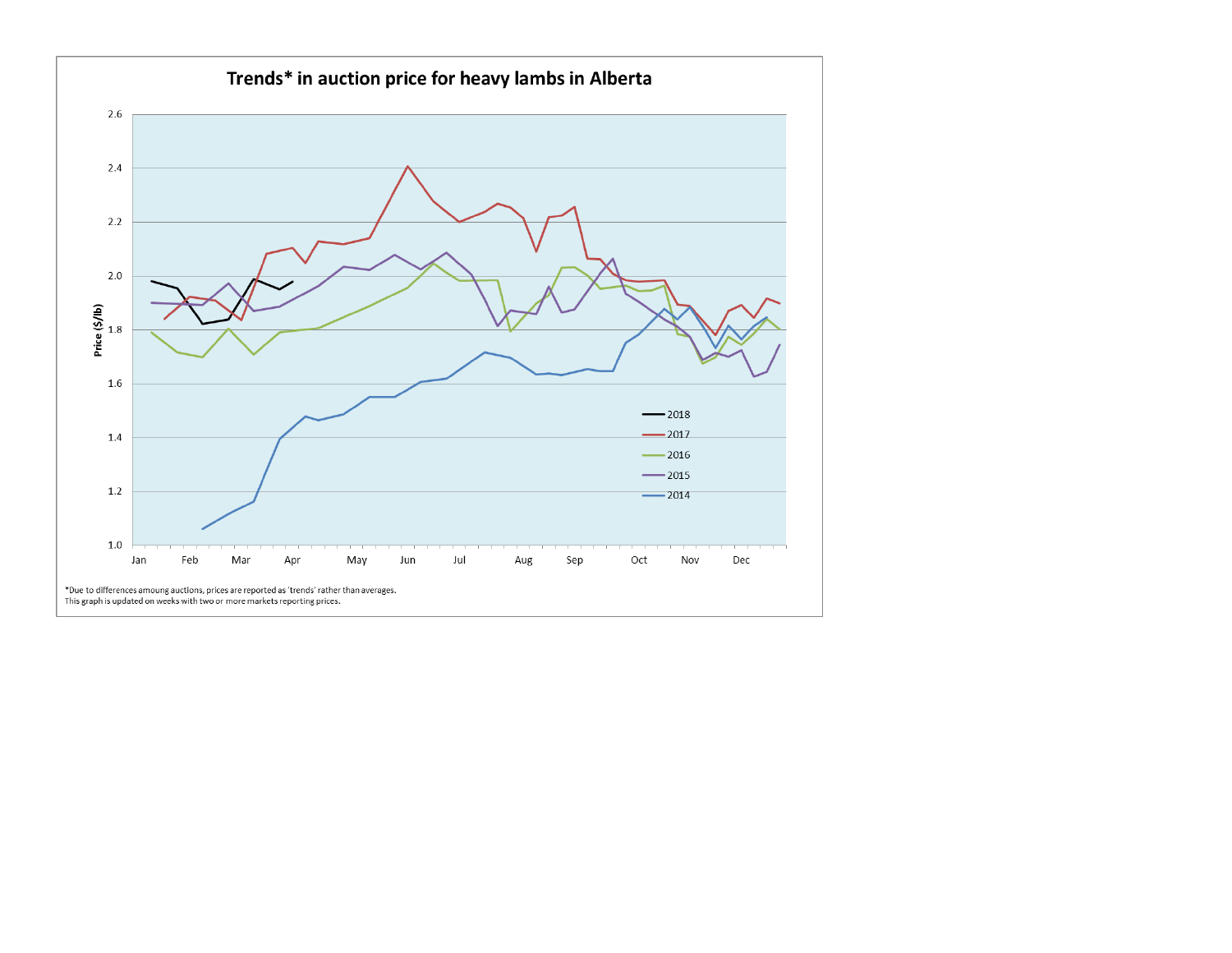## Trends* in auction price for heavy lambs in Alberta

Price ($/lb)

2.6
2.4
2.2
2.0
1.8
1.6
1.4
1.2
1.0

Jan Feb Mar Apr May Jun Jul Aug Sep Oct Nov Dec

2018
2017
2016
2015
2014

*Due to differences amoung auctions, prices are reported as 'trends' rather than averages.
This graph is updated on weeks with two or more markets reporting prices.